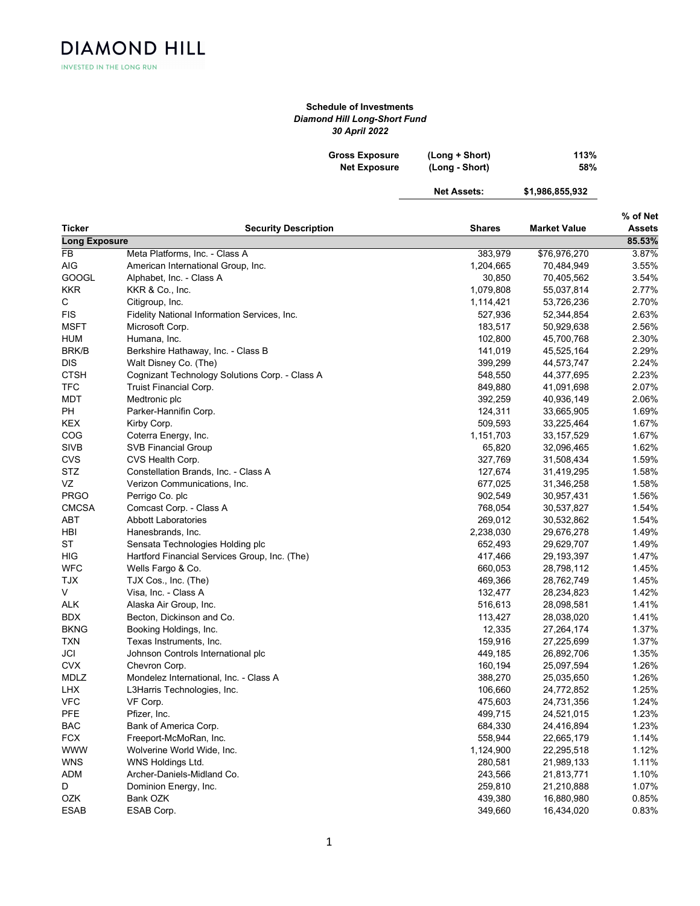**DIAMOND HILL**

INVESTED IN THE LONG RUN

**Schedule of Investments**

***Diamond Hill Long-Short Fund***

***30 April 2022***

| | | |
|---|---|---|
| **Gross Exposure** | **(Long + Short)** | **113%** |
| **Net Exposure** | **(Long - Short)** | **58%** |
| | **Net Assets:** | **$1,986,855,932** |

| Ticker | Security Description | Shares | Market Value | % of Net Assets |
|---|---|---|---|---|
| **Long Exposure** | | | | **85.53%** |
| FB | Meta Platforms, Inc. - Class A | 383,979 | $76,976,270 | 3.87% |
| AIG | American International Group, Inc. | 1,204,665 | 70,484,949 | 3.55% |
| GOOGL | Alphabet, Inc. - Class A | 30,850 | 70,405,562 | 3.54% |
| KKR | KKR & Co., Inc. | 1,079,808 | 55,037,814 | 2.77% |
| C | Citigroup, Inc. | 1,114,421 | 53,726,236 | 2.70% |
| FIS | Fidelity National Information Services, Inc. | 527,936 | 52,344,854 | 2.63% |
| MSFT | Microsoft Corp. | 183,517 | 50,929,638 | 2.56% |
| HUM | Humana, Inc. | 102,800 | 45,700,768 | 2.30% |
| BRK/B | Berkshire Hathaway, Inc. - Class B | 141,019 | 45,525,164 | 2.29% |
| DIS | Walt Disney Co. (The) | 399,299 | 44,573,747 | 2.24% |
| CTSH | Cognizant Technology Solutions Corp. - Class A | 548,550 | 44,377,695 | 2.23% |
| TFC | Truist Financial Corp. | 849,880 | 41,091,698 | 2.07% |
| MDT | Medtronic plc | 392,259 | 40,936,149 | 2.06% |
| PH | Parker-Hannifin Corp. | 124,311 | 33,665,905 | 1.69% |
| KEX | Kirby Corp. | 509,593 | 33,225,464 | 1.67% |
| COG | Coterra Energy, Inc. | 1,151,703 | 33,157,529 | 1.67% |
| SIVB | SVB Financial Group | 65,820 | 32,096,465 | 1.62% |
| CVS | CVS Health Corp. | 327,769 | 31,508,434 | 1.59% |
| STZ | Constellation Brands, Inc. - Class A | 127,674 | 31,419,295 | 1.58% |
| VZ | Verizon Communications, Inc. | 677,025 | 31,346,258 | 1.58% |
| PRGO | Perrigo Co. plc | 902,549 | 30,957,431 | 1.56% |
| CMCSA | Comcast Corp. - Class A | 768,054 | 30,537,827 | 1.54% |
| ABT | Abbott Laboratories | 269,012 | 30,532,862 | 1.54% |
| HBI | Hanesbrands, Inc. | 2,238,030 | 29,676,278 | 1.49% |
| ST | Sensata Technologies Holding plc | 652,493 | 29,629,707 | 1.49% |
| HIG | Hartford Financial Services Group, Inc. (The) | 417,466 | 29,193,397 | 1.47% |
| WFC | Wells Fargo & Co. | 660,053 | 28,798,112 | 1.45% |
| TJX | TJX Cos., Inc. (The) | 469,366 | 28,762,749 | 1.45% |
| V | Visa, Inc. - Class A | 132,477 | 28,234,823 | 1.42% |
| ALK | Alaska Air Group, Inc. | 516,613 | 28,098,581 | 1.41% |
| BDX | Becton, Dickinson and Co. | 113,427 | 28,038,020 | 1.41% |
| BKNG | Booking Holdings, Inc. | 12,335 | 27,264,174 | 1.37% |
| TXN | Texas Instruments, Inc. | 159,916 | 27,225,699 | 1.37% |
| JCI | Johnson Controls International plc | 449,185 | 26,892,706 | 1.35% |
| CVX | Chevron Corp. | 160,194 | 25,097,594 | 1.26% |
| MDLZ | Mondelez International, Inc. - Class A | 388,270 | 25,035,650 | 1.26% |
| LHX | L3Harris Technologies, Inc. | 106,660 | 24,772,852 | 1.25% |
| VFC | VF Corp. | 475,603 | 24,731,356 | 1.24% |
| PFE | Pfizer, Inc. | 499,715 | 24,521,015 | 1.23% |
| BAC | Bank of America Corp. | 684,330 | 24,416,894 | 1.23% |
| FCX | Freeport-McMoRan, Inc. | 558,944 | 22,665,179 | 1.14% |
| WWW | Wolverine World Wide, Inc. | 1,124,900 | 22,295,518 | 1.12% |
| WNS | WNS Holdings Ltd. | 280,581 | 21,989,133 | 1.11% |
| ADM | Archer-Daniels-Midland Co. | 243,566 | 21,813,771 | 1.10% |
| D | Dominion Energy, Inc. | 259,810 | 21,210,888 | 1.07% |
| OZK | Bank OZK | 439,380 | 16,880,980 | 0.85% |
| ESAB | ESAB Corp. | 349,660 | 16,434,020 | 0.83% |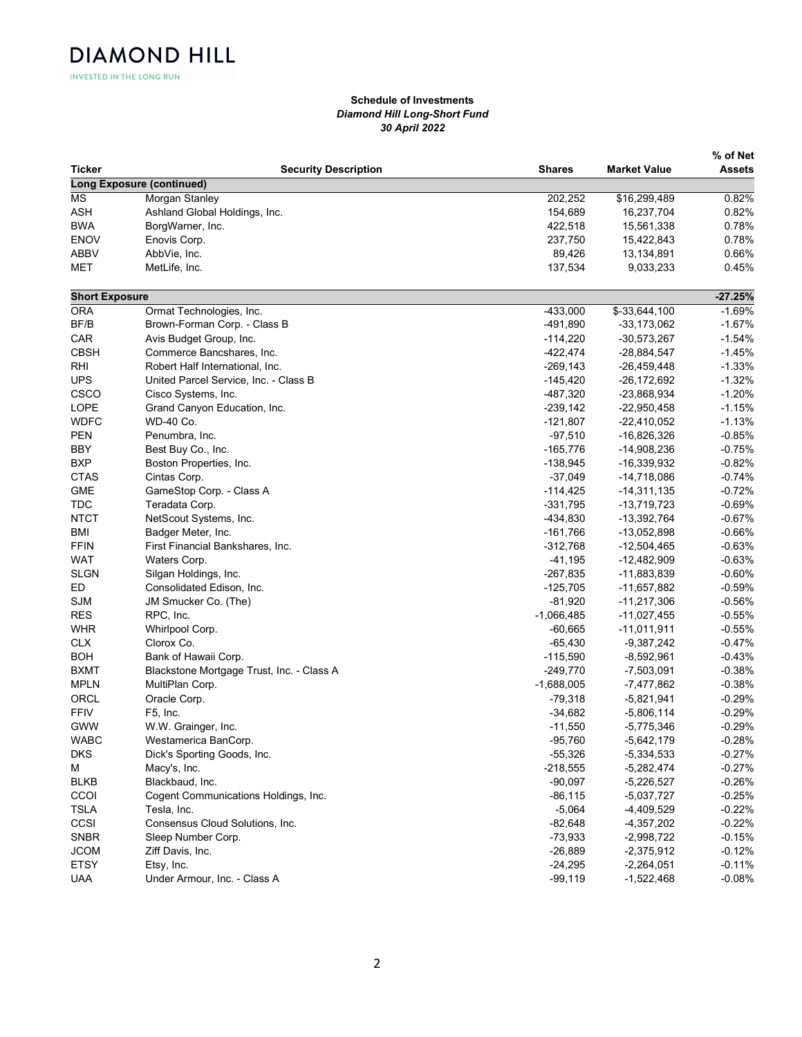**Schedule of Investments**
*Diamond Hill Long-Short Fund*
*30 April 2022*

| Ticker | Security Description | Shares | Market Value | % of Net Assets |
|---|---|---|---|---|
| **Long Exposure (continued)** | | | | |
| MS | Morgan Stanley | 202,252 | $16,299,489 | 0.82% |
| ASH | Ashland Global Holdings, Inc. | 154,689 | 16,237,704 | 0.82% |
| BWA | BorgWarner, Inc. | 422,518 | 15,561,338 | 0.78% |
| ENOV | Enovis Corp. | 237,750 | 15,422,843 | 0.78% |
| ABBV | AbbVie, Inc. | 89,426 | 13,134,891 | 0.66% |
| MET | MetLife, Inc. | 137,534 | 9,033,233 | 0.45% |
| **Short Exposure** | | | | **-27.25%** |
| ORA | Ormat Technologies, Inc. | -433,000 | $-33,644,100 | -1.69% |
| BF/B | Brown-Forman Corp. - Class B | -491,890 | -33,173,062 | -1.67% |
| CAR | Avis Budget Group, Inc. | -114,220 | -30,573,267 | -1.54% |
| CBSH | Commerce Bancshares, Inc. | -422,474 | -28,884,547 | -1.45% |
| RHI | Robert Half International, Inc. | -269,143 | -26,459,448 | -1.33% |
| UPS | United Parcel Service, Inc. - Class B | -145,420 | -26,172,692 | -1.32% |
| CSCO | Cisco Systems, Inc. | -487,320 | -23,868,934 | -1.20% |
| LOPE | Grand Canyon Education, Inc. | -239,142 | -22,950,458 | -1.15% |
| WDFC | WD-40 Co. | -121,807 | -22,410,052 | -1.13% |
| PEN | Penumbra, Inc. | -97,510 | -16,826,326 | -0.85% |
| BBY | Best Buy Co., Inc. | -165,776 | -14,908,236 | -0.75% |
| BXP | Boston Properties, Inc. | -138,945 | -16,339,932 | -0.82% |
| CTAS | Cintas Corp. | -37,049 | -14,718,086 | -0.74% |
| GME | GameStop Corp. - Class A | -114,425 | -14,311,135 | -0.72% |
| TDC | Teradata Corp. | -331,795 | -13,719,723 | -0.69% |
| NTCT | NetScout Systems, Inc. | -434,830 | -13,392,764 | -0.67% |
| BMI | Badger Meter, Inc. | -161,766 | -13,052,898 | -0.66% |
| FFIN | First Financial Bankshares, Inc. | -312,768 | -12,504,465 | -0.63% |
| WAT | Waters Corp. | -41,195 | -12,482,909 | -0.63% |
| SLGN | Silgan Holdings, Inc. | -267,835 | -11,883,839 | -0.60% |
| ED | Consolidated Edison, Inc. | -125,705 | -11,657,882 | -0.59% |
| SJM | JM Smucker Co. (The) | -81,920 | -11,217,306 | -0.56% |
| RES | RPC, Inc. | -1,066,485 | -11,027,455 | -0.55% |
| WHR | Whirlpool Corp. | -60,665 | -11,011,911 | -0.55% |
| CLX | Clorox Co. | -65,430 | -9,387,242 | -0.47% |
| BOH | Bank of Hawaii Corp. | -115,590 | -8,592,961 | -0.43% |
| BXMT | Blackstone Mortgage Trust, Inc. - Class A | -249,770 | -7,503,091 | -0.38% |
| MPLN | MultiPlan Corp. | -1,688,005 | -7,477,862 | -0.38% |
| ORCL | Oracle Corp. | -79,318 | -5,821,941 | -0.29% |
| FFIV | F5, Inc. | -34,682 | -5,806,114 | -0.29% |
| GWW | W.W. Grainger, Inc. | -11,550 | -5,775,346 | -0.29% |
| WABC | Westamerica BanCorp. | -95,760 | -5,642,179 | -0.28% |
| DKS | Dick's Sporting Goods, Inc. | -55,326 | -5,334,533 | -0.27% |
| M | Macy's, Inc. | -218,555 | -5,282,474 | -0.27% |
| BLKB | Blackbaud, Inc. | -90,097 | -5,226,527 | -0.26% |
| CCOI | Cogent Communications Holdings, Inc. | -86,115 | -5,037,727 | -0.25% |
| TSLA | Tesla, Inc. | -5,064 | -4,409,529 | -0.22% |
| CCSI | Consensus Cloud Solutions, Inc. | -82,648 | -4,357,202 | -0.22% |
| SNBR | Sleep Number Corp. | -73,933 | -2,998,722 | -0.15% |
| JCOM | Ziff Davis, Inc. | -26,889 | -2,375,912 | -0.12% |
| ETSY | Etsy, Inc. | -24,295 | -2,264,051 | -0.11% |
| UAA | Under Armour, Inc. - Class A | -99,119 | -1,522,468 | -0.08% |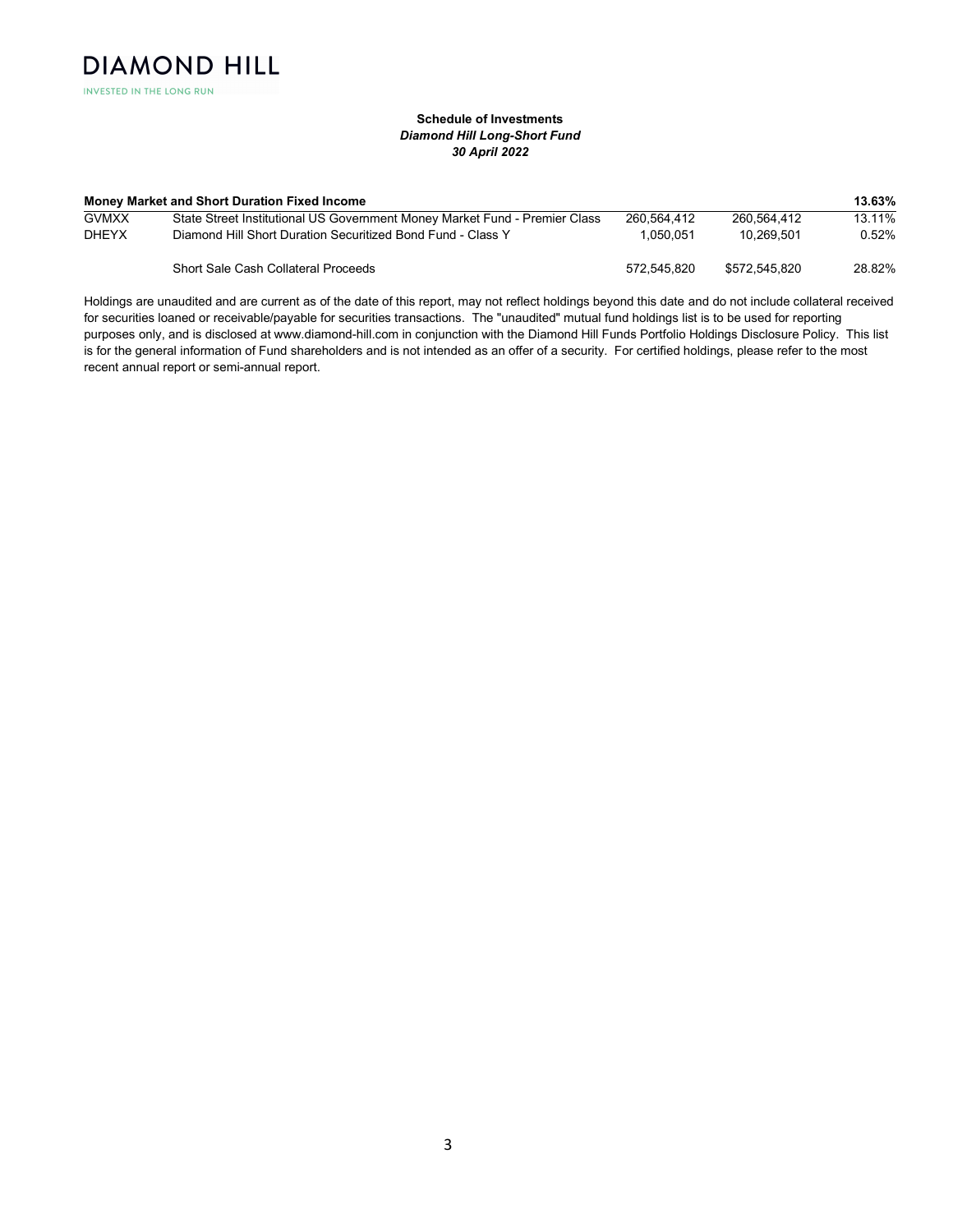DIAMOND HILL

INVESTED IN THE LONG RUN

**Schedule of Investments**
***Diamond Hill Long-Short Fund***
***30 April 2022***

| | | | | |
|---|---|---|---|---|
| **Money Market and Short Duration Fixed Income** | | | | **13.63%** |
| GVMXX | State Street Institutional US Government Money Market Fund - Premier Class | 260,564,412 | 260,564,412 | 13.11% |
| DHEYX | Diamond Hill Short Duration Securitized Bond Fund - Class Y | 1,050,051 | 10,269,501 | 0.52% |
| | Short Sale Cash Collateral Proceeds | 572,545,820 | $572,545,820 | 28.82% |

Holdings are unaudited and are current as of the date of this report, may not reflect holdings beyond this date and do not include collateral received for securities loaned or receivable/payable for securities transactions. The "unaudited" mutual fund holdings list is to be used for reporting purposes only, and is disclosed at www.diamond-hill.com in conjunction with the Diamond Hill Funds Portfolio Holdings Disclosure Policy. This list is for the general information of Fund shareholders and is not intended as an offer of a security. For certified holdings, please refer to the most recent annual report or semi-annual report.